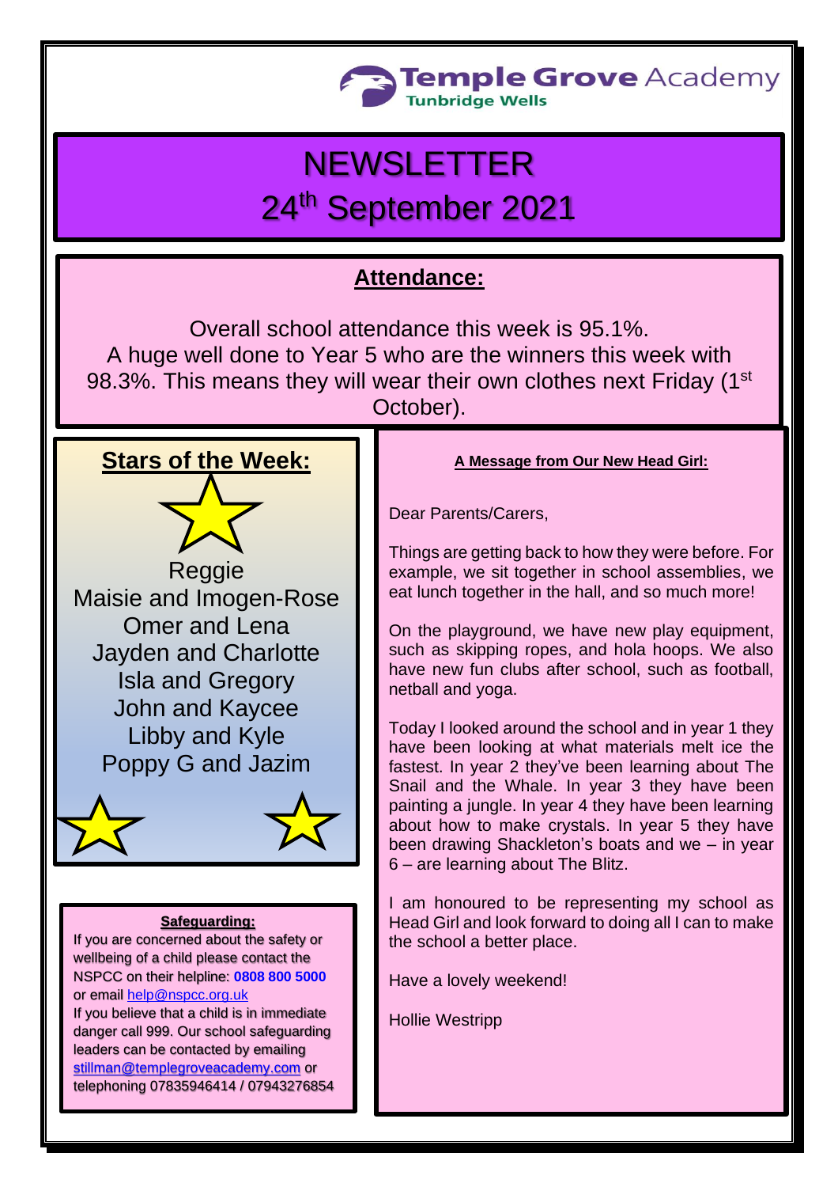Temple Grove Academy
Tunbridge Wells

# NEWSLETTER
# 24th September 2021

## Attendance:

Overall school attendance this week is 95.1%.
A huge well done to Year 5 who are the winners this week with 98.3%. This means they will wear their own clothes next Friday (1st October).

## Stars of the Week:

Reggie
Maisie and Imogen-Rose
Omer and Lena
Jayden and Charlotte
Isla and Gregory
John and Kaycee
Libby and Kyle
Poppy G and Jazim

### Safeguarding:

If you are concerned about the safety or wellbeing of a child please contact the NSPCC on their helpline: **0808 800 5000** or email help@nspcc.org.uk
If you believe that a child is in immediate danger call 999. Our school safeguarding leaders can be contacted by emailing stillman@templegroveacademy.com or telephoning 07835946414 / 07943276854

### A Message from Our New Head Girl:

Dear Parents/Carers,

Things are getting back to how they were before. For example, we sit together in school assemblies, we eat lunch together in the hall, and so much more!

On the playground, we have new play equipment, such as skipping ropes, and hola hoops. We also have new fun clubs after school, such as football, netball and yoga.

Today I looked around the school and in year 1 they have been looking at what materials melt ice the fastest. In year 2 they've been learning about The Snail and the Whale. In year 3 they have been painting a jungle. In year 4 they have been learning about how to make crystals. In year 5 they have been drawing Shackleton's boats and we – in year 6 – are learning about The Blitz.

I am honoured to be representing my school as Head Girl and look forward to doing all I can to make the school a better place.

Have a lovely weekend!

Hollie Westripp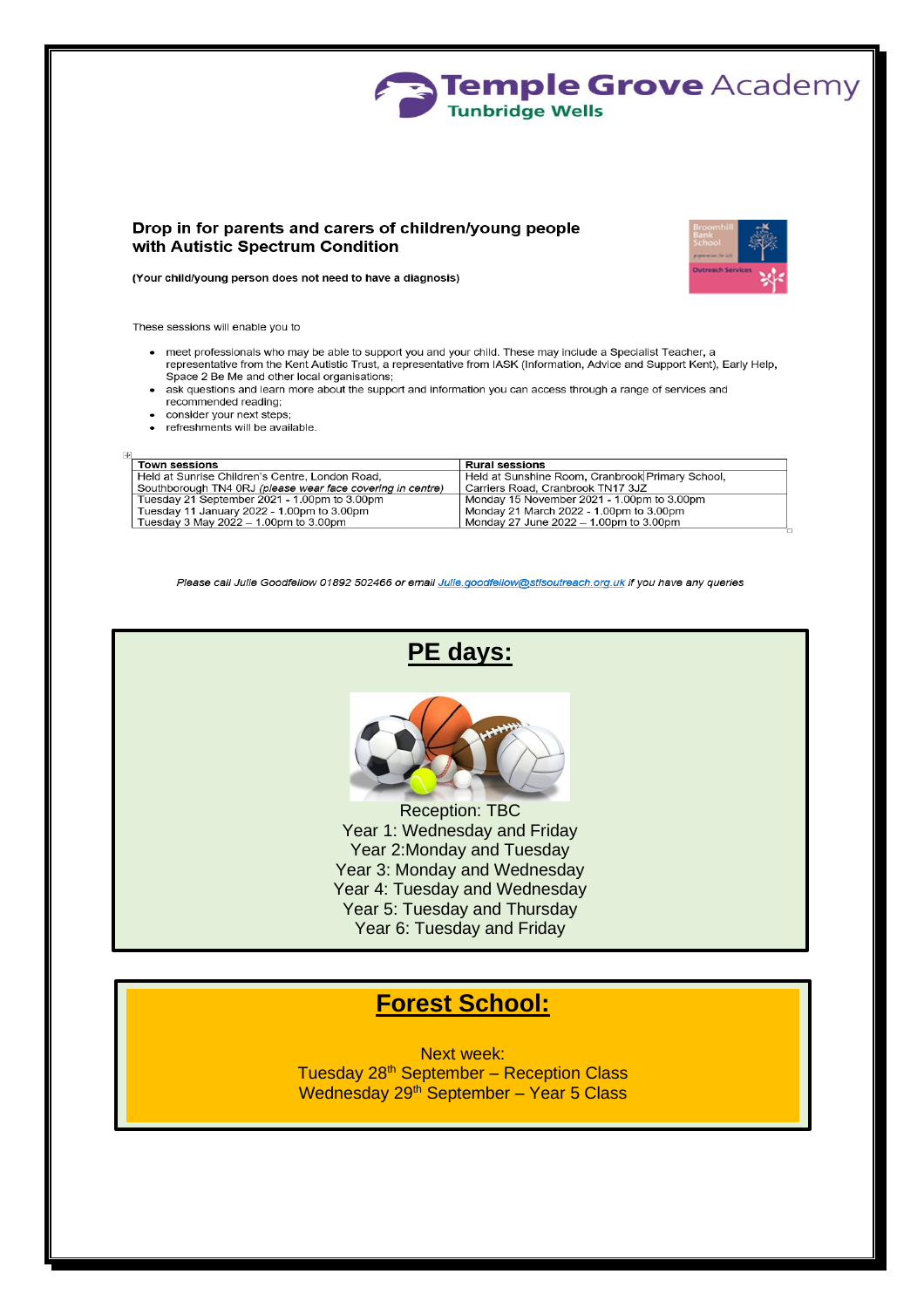Temple Grove Academy
Tunbridge Wells

**Drop in for parents and carers of children/young people with Autistic Spectrum Condition**

**(Your child/young person does not need to have a diagnosis)**

These sessions will enable you to

- meet professionals who may be able to support you and your child. These may include a Specialist Teacher, a representative from the Kent Autistic Trust, a representative from IASK (Information, Advice and Support Kent), Early Help, Space 2 Be Me and other local organisations;
- ask questions and learn more about the support and information you can access through a range of services and recommended reading;
- consider your next steps;
- refreshments will be available.

| Town sessions | Rural sessions |
|---|---|
| Held at Sunrise Children's Centre, London Road, Southborough TN4 0RJ *(please wear face covering in centre)* | Held at Sunshine Room, Cranbrook Primary School, Carriers Road, Cranbrook TN17 3JZ |
| Tuesday 21 September 2021 - 1.00pm to 3.00pm<br>Tuesday 11 January 2022 - 1.00pm to 3.00pm<br>Tuesday 3 May 2022 – 1.00pm to 3.00pm | Monday 15 November 2021 - 1.00pm to 3.00pm<br>Monday 21 March 2022 - 1.00pm to 3.00pm<br>Monday 27 June 2022 – 1.00pm to 3.00pm |

*Please call Julie Goodfellow 01892 502466 or email Julie.goodfellow@stlsoutreach.org.uk if you have any queries*

## PE days:

Reception: TBC
Year 1: Wednesday and Friday
Year 2: Monday and Tuesday
Year 3: Monday and Wednesday
Year 4: Tuesday and Wednesday
Year 5: Tuesday and Thursday
Year 6: Tuesday and Friday

## Forest School:

Next week:
Tuesday 28th September – Reception Class
Wednesday 29th September – Year 5 Class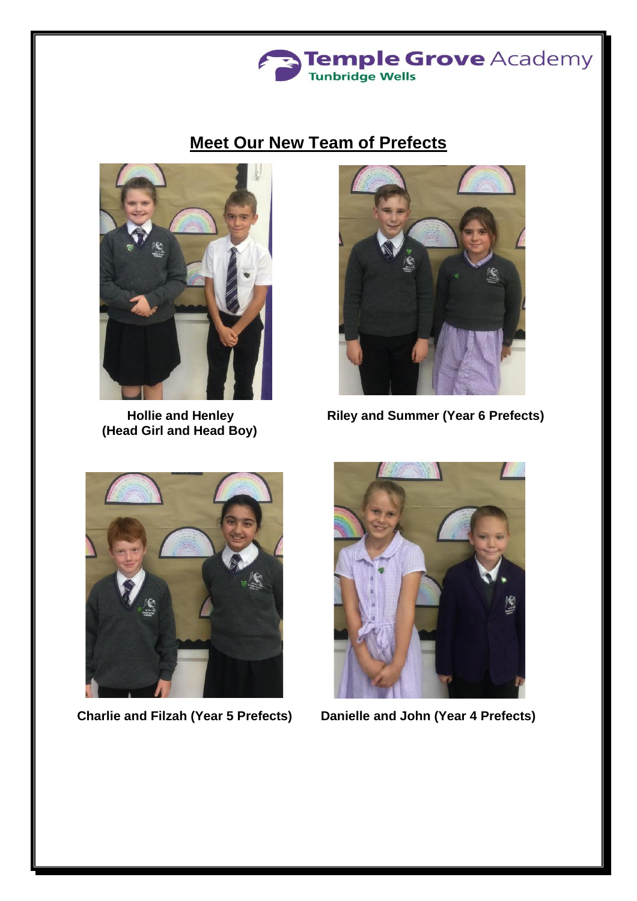Temple Grove Academy
Tunbridge Wells

## Meet Our New Team of Prefects

**Hollie and Henley**
**(Head Girl and Head Boy)**

**Riley and Summer (Year 6 Prefects)**

**Charlie and Filzah (Year 5 Prefects)**

**Danielle and John (Year 4 Prefects)**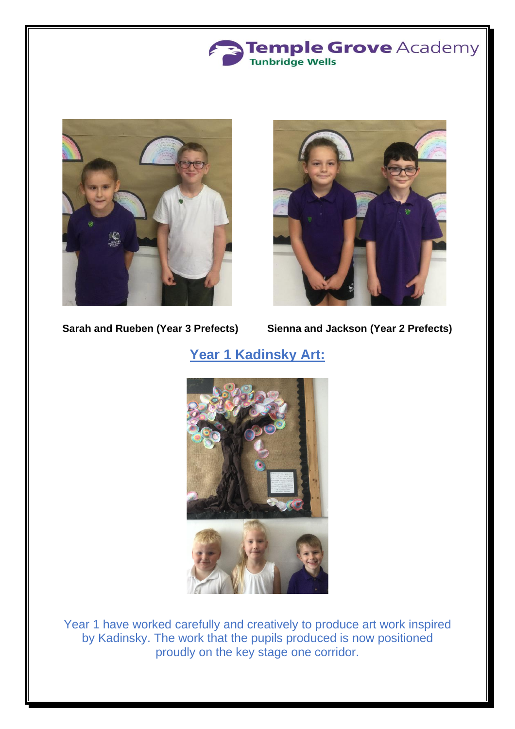Sarah and Rueben (Year 3 Prefects)

Sienna and Jackson (Year 2 Prefects)

## Year 1 Kadinsky Art:

Year 1 have worked carefully and creatively to produce art work inspired by Kadinsky. The work that the pupils produced is now positioned proudly on the key stage one corridor.